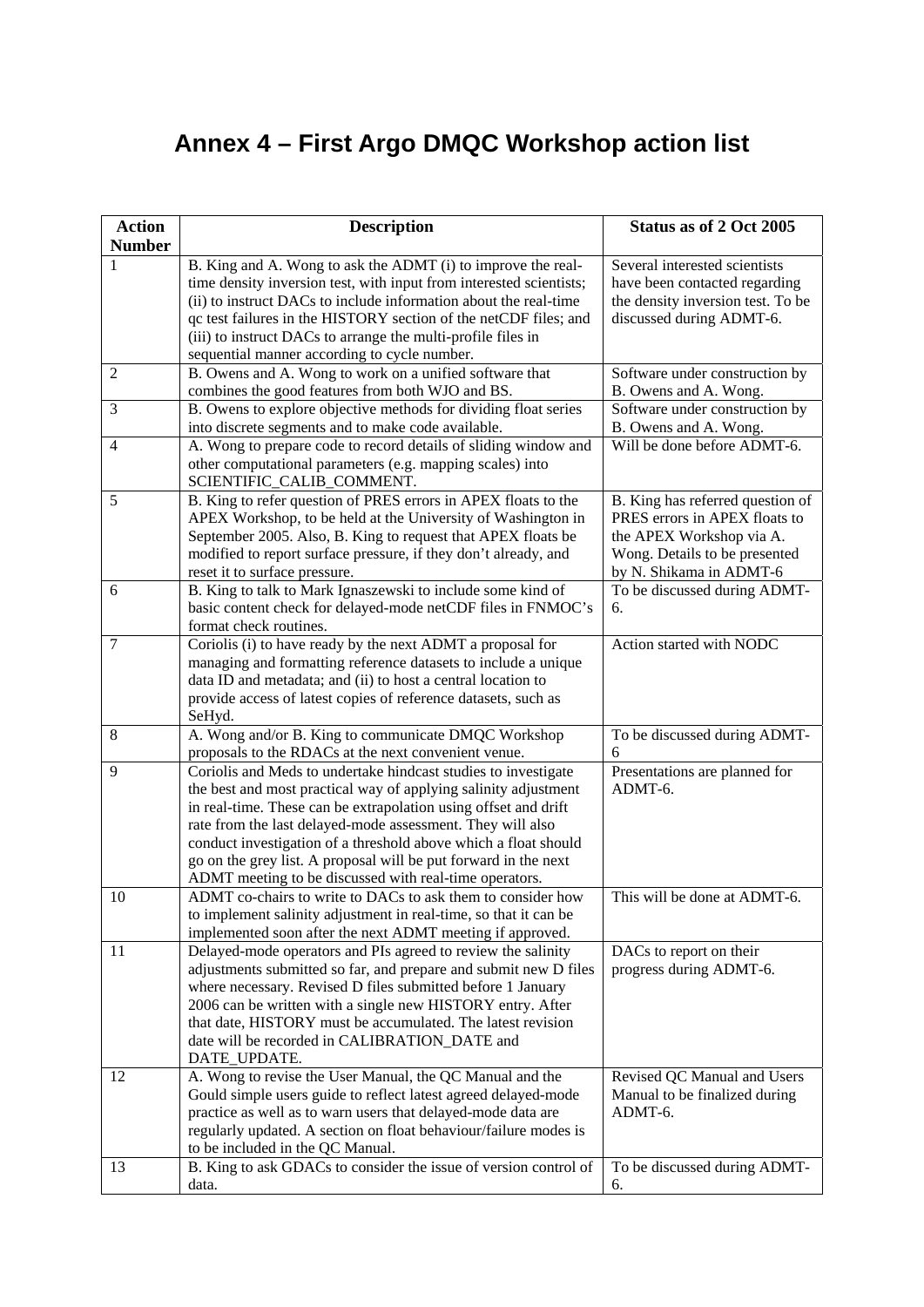# Annex 4 – First Argo DMQC Workshop action list

| Action Number | Description | Status as of 2 Oct 2005 |
|---|---|---|
| 1 | B. King and A. Wong to ask the ADMT (i) to improve the real-time density inversion test, with input from interested scientists; (ii) to instruct DACs to include information about the real-time qc test failures in the HISTORY section of the netCDF files; and (iii) to instruct DACs to arrange the multi-profile files in sequential manner according to cycle number. | Several interested scientists have been contacted regarding the density inversion test. To be discussed during ADMT-6. |
| 2 | B. Owens and A. Wong to work on a unified software that combines the good features from both WJO and BS. | Software under construction by B. Owens and A. Wong. |
| 3 | B. Owens to explore objective methods for dividing float series into discrete segments and to make code available. | Software under construction by B. Owens and A. Wong. |
| 4 | A. Wong to prepare code to record details of sliding window and other computational parameters (e.g. mapping scales) into SCIENTIFIC_CALIB_COMMENT. | Will be done before ADMT-6. |
| 5 | B. King to refer question of PRES errors in APEX floats to the APEX Workshop, to be held at the University of Washington in September 2005. Also, B. King to request that APEX floats be modified to report surface pressure, if they don't already, and reset it to surface pressure. | B. King has referred question of PRES errors in APEX floats to the APEX Workshop via A. Wong. Details to be presented by N. Shikama in ADMT-6 |
| 6 | B. King to talk to Mark Ignaszewski to include some kind of basic content check for delayed-mode netCDF files in FNMOC's format check routines. | To be discussed during ADMT-6. |
| 7 | Coriolis (i) to have ready by the next ADMT a proposal for managing and formatting reference datasets to include a unique data ID and metadata; and (ii) to host a central location to provide access of latest copies of reference datasets, such as SeHyd. | Action started with NODC |
| 8 | A. Wong and/or B. King to communicate DMQC Workshop proposals to the RDACs at the next convenient venue. | To be discussed during ADMT-6 |
| 9 | Coriolis and Meds to undertake hindcast studies to investigate the best and most practical way of applying salinity adjustment in real-time. These can be extrapolation using offset and drift rate from the last delayed-mode assessment. They will also conduct investigation of a threshold above which a float should go on the grey list. A proposal will be put forward in the next ADMT meeting to be discussed with real-time operators. | Presentations are planned for ADMT-6. |
| 10 | ADMT co-chairs to write to DACs to ask them to consider how to implement salinity adjustment in real-time, so that it can be implemented soon after the next ADMT meeting if approved. | This will be done at ADMT-6. |
| 11 | Delayed-mode operators and PIs agreed to review the salinity adjustments submitted so far, and prepare and submit new D files where necessary. Revised D files submitted before 1 January 2006 can be written with a single new HISTORY entry. After that date, HISTORY must be accumulated. The latest revision date will be recorded in CALIBRATION_DATE and DATE_UPDATE. | DACs to report on their progress during ADMT-6. |
| 12 | A. Wong to revise the User Manual, the QC Manual and the Gould simple users guide to reflect latest agreed delayed-mode practice as well as to warn users that delayed-mode data are regularly updated. A section on float behaviour/failure modes is to be included in the QC Manual. | Revised QC Manual and Users Manual to be finalized during ADMT-6. |
| 13 | B. King to ask GDACs to consider the issue of version control of data. | To be discussed during ADMT-6. |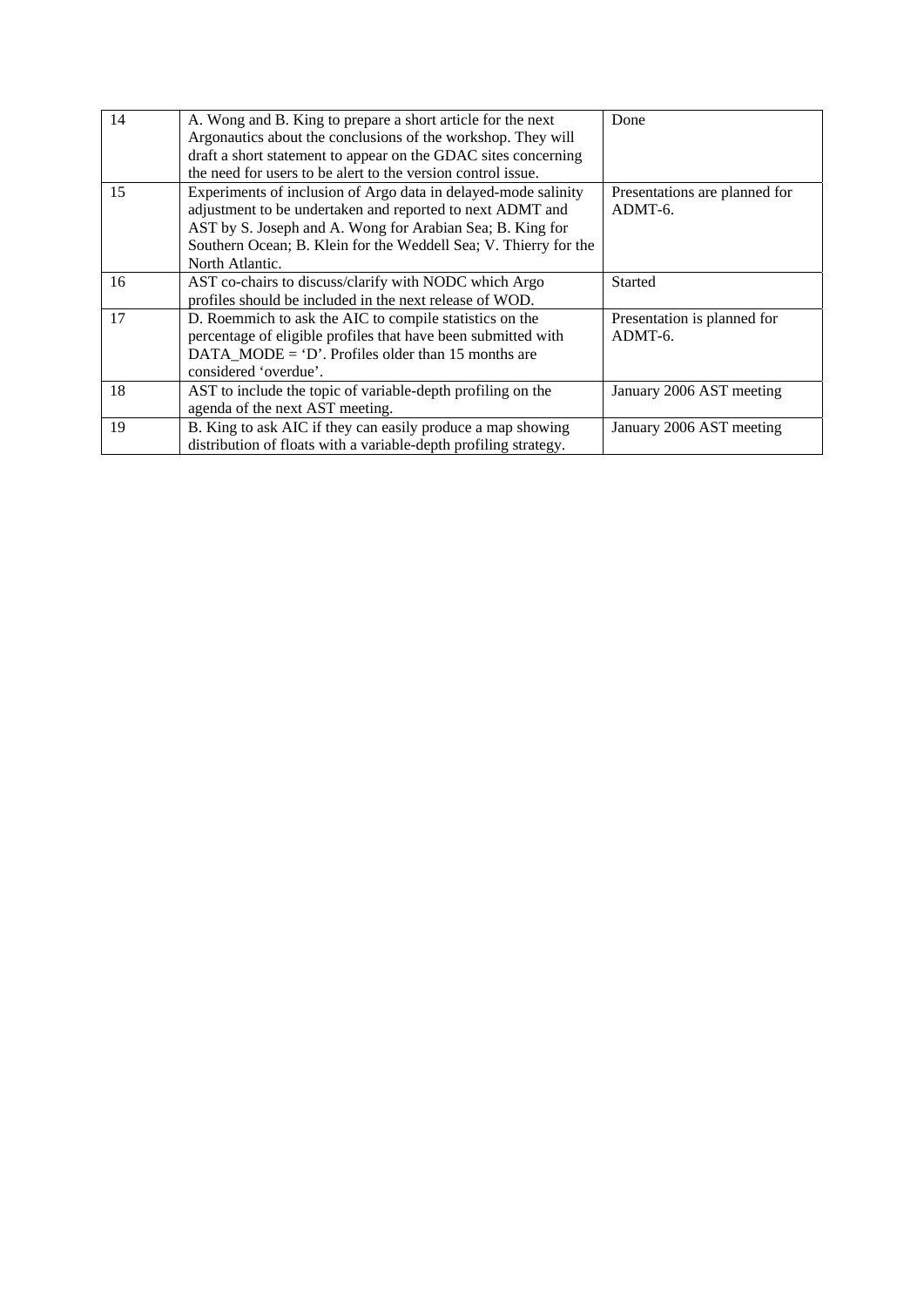| | | |
|---|---|---|
| 14 | A. Wong and B. King to prepare a short article for the next Argonautics about the conclusions of the workshop. They will draft a short statement to appear on the GDAC sites concerning the need for users to be alert to the version control issue. | Done |
| 15 | Experiments of inclusion of Argo data in delayed-mode salinity adjustment to be undertaken and reported to next ADMT and AST by S. Joseph and A. Wong for Arabian Sea; B. King for Southern Ocean; B. Klein for the Weddell Sea; V. Thierry for the North Atlantic. | Presentations are planned for ADMT-6. |
| 16 | AST co-chairs to discuss/clarify with NODC which Argo profiles should be included in the next release of WOD. | Started |
| 17 | D. Roemmich to ask the AIC to compile statistics on the percentage of eligible profiles that have been submitted with DATA_MODE = 'D'. Profiles older than 15 months are considered 'overdue'. | Presentation is planned for ADMT-6. |
| 18 | AST to include the topic of variable-depth profiling on the agenda of the next AST meeting. | January 2006 AST meeting |
| 19 | B. King to ask AIC if they can easily produce a map showing distribution of floats with a variable-depth profiling strategy. | January 2006 AST meeting |